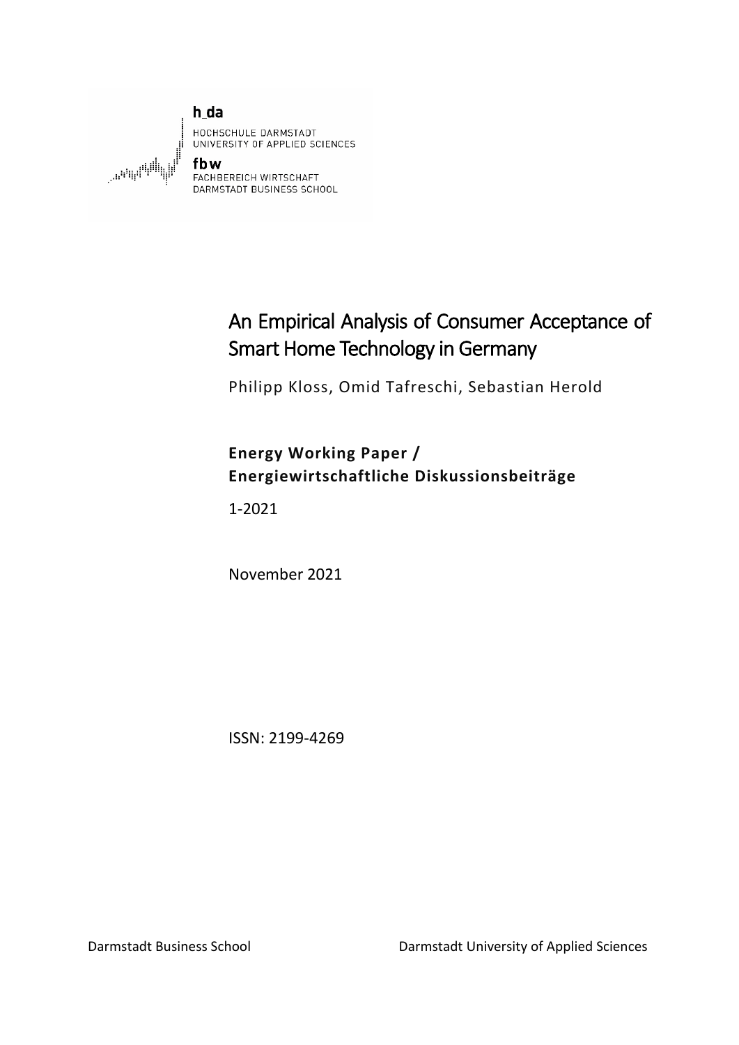h_da

HOCHSCHULE DARMSTADT
UNIVERSITY OF APPLIED SCIENCES

fbw

FACHBEREICH WIRTSCHAFT
DARMSTADT BUSINESS SCHOOL

# An Empirical Analysis of Consumer Acceptance of Smart Home Technology in Germany

Philipp Kloss, Omid Tafreschi, Sebastian Herold

**Energy Working Paper / Energiewirtschaftliche Diskussionsbeiträge**

1-2021

November 2021

ISSN: 2199-4269

Darmstadt Business School

Darmstadt University of Applied Sciences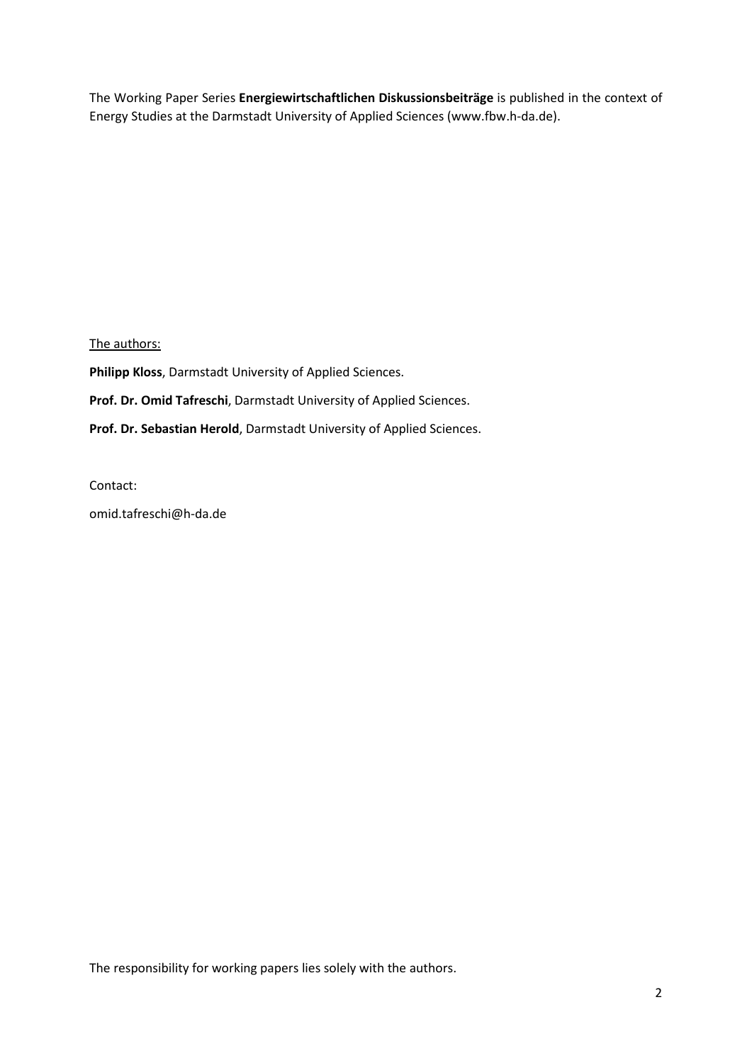The Working Paper Series **Energiewirtschaftlichen Diskussionsbeiträge** is published in the context of Energy Studies at the Darmstadt University of Applied Sciences (www.fbw.h-da.de).

The authors:

**Philipp Kloss**, Darmstadt University of Applied Sciences.

**Prof. Dr. Omid Tafreschi**, Darmstadt University of Applied Sciences.

**Prof. Dr. Sebastian Herold**, Darmstadt University of Applied Sciences.

Contact:

omid.tafreschi@h-da.de

The responsibility for working papers lies solely with the authors.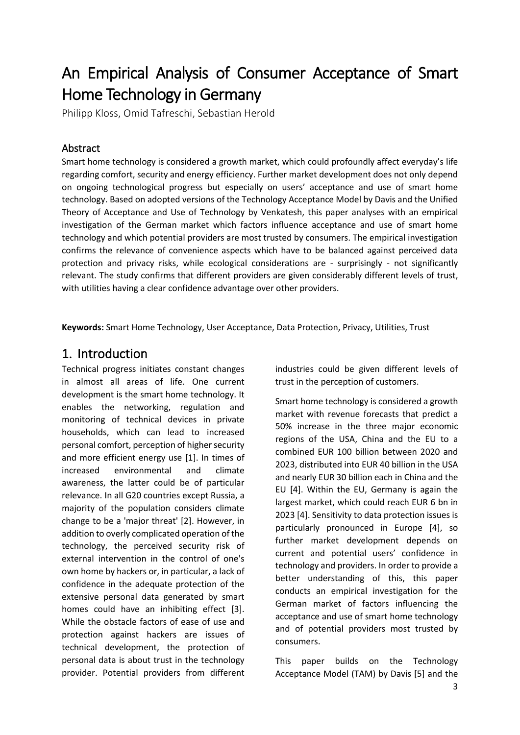# An Empirical Analysis of Consumer Acceptance of Smart Home Technology in Germany

Philipp Kloss, Omid Tafreschi, Sebastian Herold

## Abstract

Smart home technology is considered a growth market, which could profoundly affect everyday's life regarding comfort, security and energy efficiency. Further market development does not only depend on ongoing technological progress but especially on users' acceptance and use of smart home technology. Based on adopted versions of the Technology Acceptance Model by Davis and the Unified Theory of Acceptance and Use of Technology by Venkatesh, this paper analyses with an empirical investigation of the German market which factors influence acceptance and use of smart home technology and which potential providers are most trusted by consumers. The empirical investigation confirms the relevance of convenience aspects which have to be balanced against perceived data protection and privacy risks, while ecological considerations are - surprisingly - not significantly relevant. The study confirms that different providers are given considerably different levels of trust, with utilities having a clear confidence advantage over other providers.

**Keywords:** Smart Home Technology, User Acceptance, Data Protection, Privacy, Utilities, Trust

## 1. Introduction

Technical progress initiates constant changes in almost all areas of life. One current development is the smart home technology. It enables the networking, regulation and monitoring of technical devices in private households, which can lead to increased personal comfort, perception of higher security and more efficient energy use [1]. In times of increased environmental and climate awareness, the latter could be of particular relevance. In all G20 countries except Russia, a majority of the population considers climate change to be a 'major threat' [2]. However, in addition to overly complicated operation of the technology, the perceived security risk of external intervention in the control of one's own home by hackers or, in particular, a lack of confidence in the adequate protection of the extensive personal data generated by smart homes could have an inhibiting effect [3]. While the obstacle factors of ease of use and protection against hackers are issues of technical development, the protection of personal data is about trust in the technology provider. Potential providers from different industries could be given different levels of trust in the perception of customers.

Smart home technology is considered a growth market with revenue forecasts that predict a 50% increase in the three major economic regions of the USA, China and the EU to a combined EUR 100 billion between 2020 and 2023, distributed into EUR 40 billion in the USA and nearly EUR 30 billion each in China and the EU [4]. Within the EU, Germany is again the largest market, which could reach EUR 6 bn in 2023 [4]. Sensitivity to data protection issues is particularly pronounced in Europe [4], so further market development depends on current and potential users' confidence in technology and providers. In order to provide a better understanding of this, this paper conducts an empirical investigation for the German market of factors influencing the acceptance and use of smart home technology and of potential providers most trusted by consumers.

This paper builds on the Technology Acceptance Model (TAM) by Davis [5] and the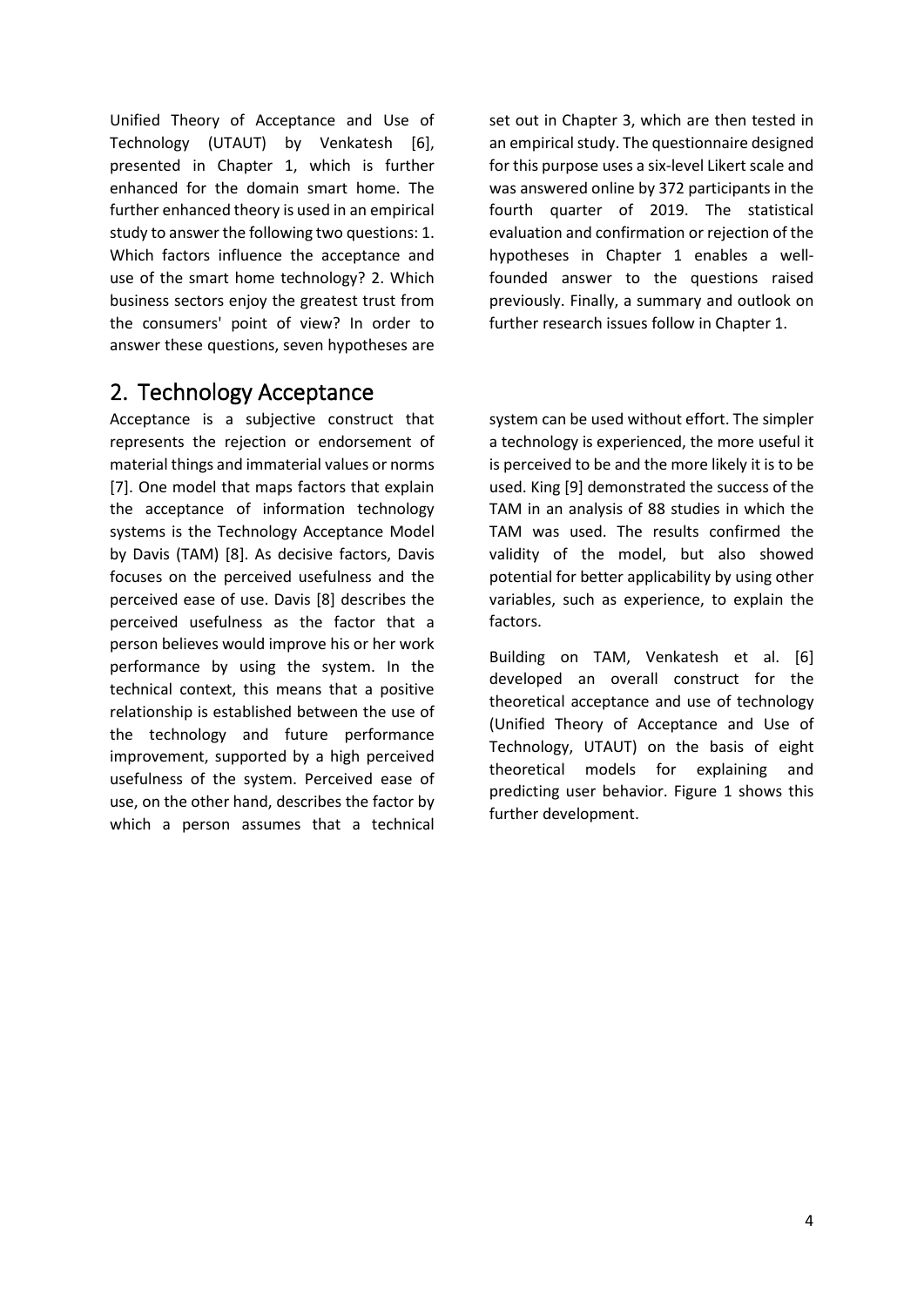Unified Theory of Acceptance and Use of Technology (UTAUT) by Venkatesh [6], presented in Chapter 1, which is further enhanced for the domain smart home. The further enhanced theory is used in an empirical study to answer the following two questions: 1. Which factors influence the acceptance and use of the smart home technology? 2. Which business sectors enjoy the greatest trust from the consumers' point of view? In order to answer these questions, seven hypotheses are set out in Chapter 3, which are then tested in an empirical study. The questionnaire designed for this purpose uses a six-level Likert scale and was answered online by 372 participants in the fourth quarter of 2019. The statistical evaluation and confirmation or rejection of the hypotheses in Chapter 1 enables a well-founded answer to the questions raised previously. Finally, a summary and outlook on further research issues follow in Chapter 1.

## 2. Technology Acceptance

Acceptance is a subjective construct that represents the rejection or endorsement of material things and immaterial values or norms [7]. One model that maps factors that explain the acceptance of information technology systems is the Technology Acceptance Model by Davis (TAM) [8]. As decisive factors, Davis focuses on the perceived usefulness and the perceived ease of use. Davis [8] describes the perceived usefulness as the factor that a person believes would improve his or her work performance by using the system. In the technical context, this means that a positive relationship is established between the use of the technology and future performance improvement, supported by a high perceived usefulness of the system. Perceived ease of use, on the other hand, describes the factor by which a person assumes that a technical system can be used without effort. The simpler a technology is experienced, the more useful it is perceived to be and the more likely it is to be used. King [9] demonstrated the success of the TAM in an analysis of 88 studies in which the TAM was used. The results confirmed the validity of the model, but also showed potential for better applicability by using other variables, such as experience, to explain the factors.

Building on TAM, Venkatesh et al. [6] developed an overall construct for the theoretical acceptance and use of technology (Unified Theory of Acceptance and Use of Technology, UTAUT) on the basis of eight theoretical models for explaining and predicting user behavior. Figure 1 shows this further development.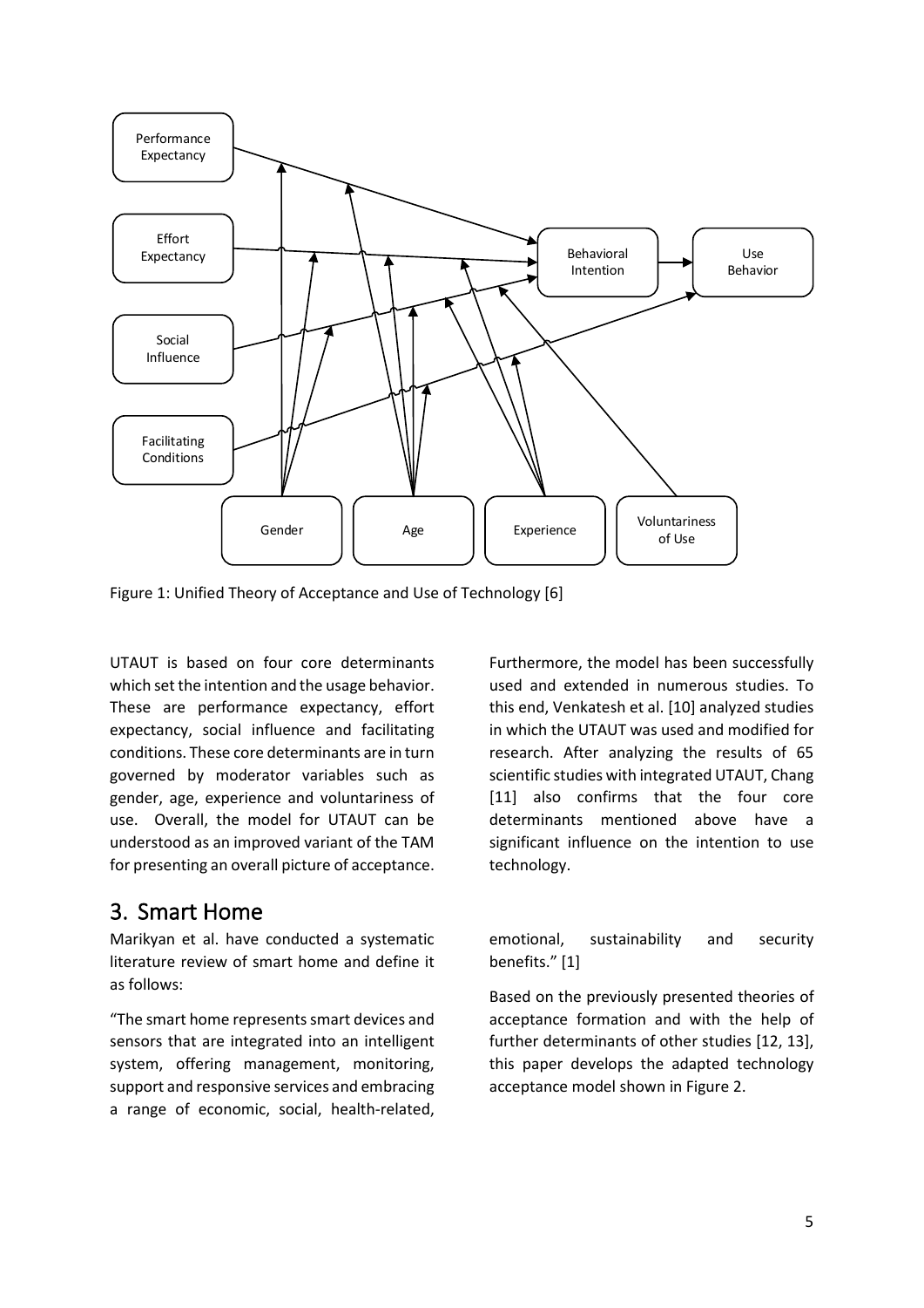Figure 1: Unified Theory of Acceptance and Use of Technology [6]

UTAUT is based on four core determinants which set the intention and the usage behavior. These are performance expectancy, effort expectancy, social influence and facilitating conditions. These core determinants are in turn governed by moderator variables such as gender, age, experience and voluntariness of use. Overall, the model for UTAUT can be understood as an improved variant of the TAM for presenting an overall picture of acceptance.

Furthermore, the model has been successfully used and extended in numerous studies. To this end, Venkatesh et al. [10] analyzed studies in which the UTAUT was used and modified for research. After analyzing the results of 65 scientific studies with integrated UTAUT, Chang [11] also confirms that the four core determinants mentioned above have a significant influence on the intention to use technology.

# 3. Smart Home

Marikyan et al. have conducted a systematic literature review of smart home and define it as follows:

"The smart home represents smart devices and sensors that are integrated into an intelligent system, offering management, monitoring, support and responsive services and embracing a range of economic, social, health-related, emotional, sustainability and security benefits." [1]

Based on the previously presented theories of acceptance formation and with the help of further determinants of other studies [12, 13], this paper develops the adapted technology acceptance model shown in Figure 2.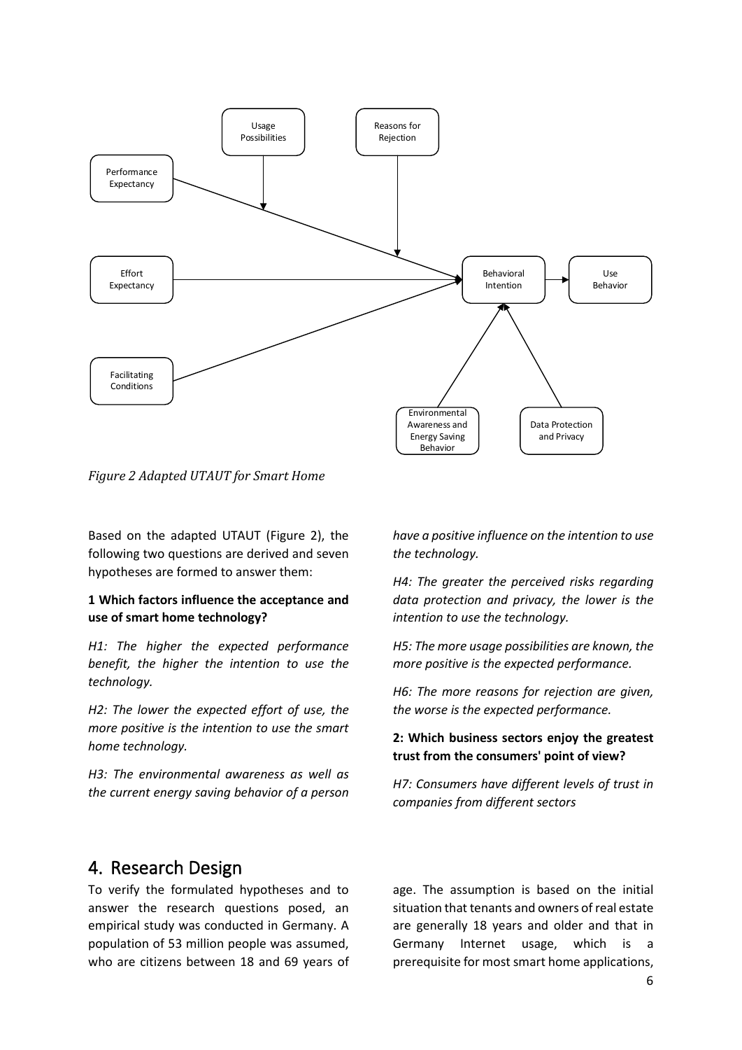*Figure 2 Adapted UTAUT for Smart Home*

Based on the adapted UTAUT (Figure 2), the following two questions are derived and seven hypotheses are formed to answer them:

**1 Which factors influence the acceptance and use of smart home technology?**

*H1: The higher the expected performance benefit, the higher the intention to use the technology.*

*H2: The lower the expected effort of use, the more positive is the intention to use the smart home technology.*

*H3: The environmental awareness as well as the current energy saving behavior of a person have a positive influence on the intention to use the technology.*

*H4: The greater the perceived risks regarding data protection and privacy, the lower is the intention to use the technology.*

*H5: The more usage possibilities are known, the more positive is the expected performance.*

*H6: The more reasons for rejection are given, the worse is the expected performance.*

**2: Which business sectors enjoy the greatest trust from the consumers' point of view?**

*H7: Consumers have different levels of trust in companies from different sectors*

## 4. Research Design

To verify the formulated hypotheses and to answer the research questions posed, an empirical study was conducted in Germany. A population of 53 million people was assumed, who are citizens between 18 and 69 years of age. The assumption is based on the initial situation that tenants and owners of real estate are generally 18 years and older and that in Germany Internet usage, which is a prerequisite for most smart home applications,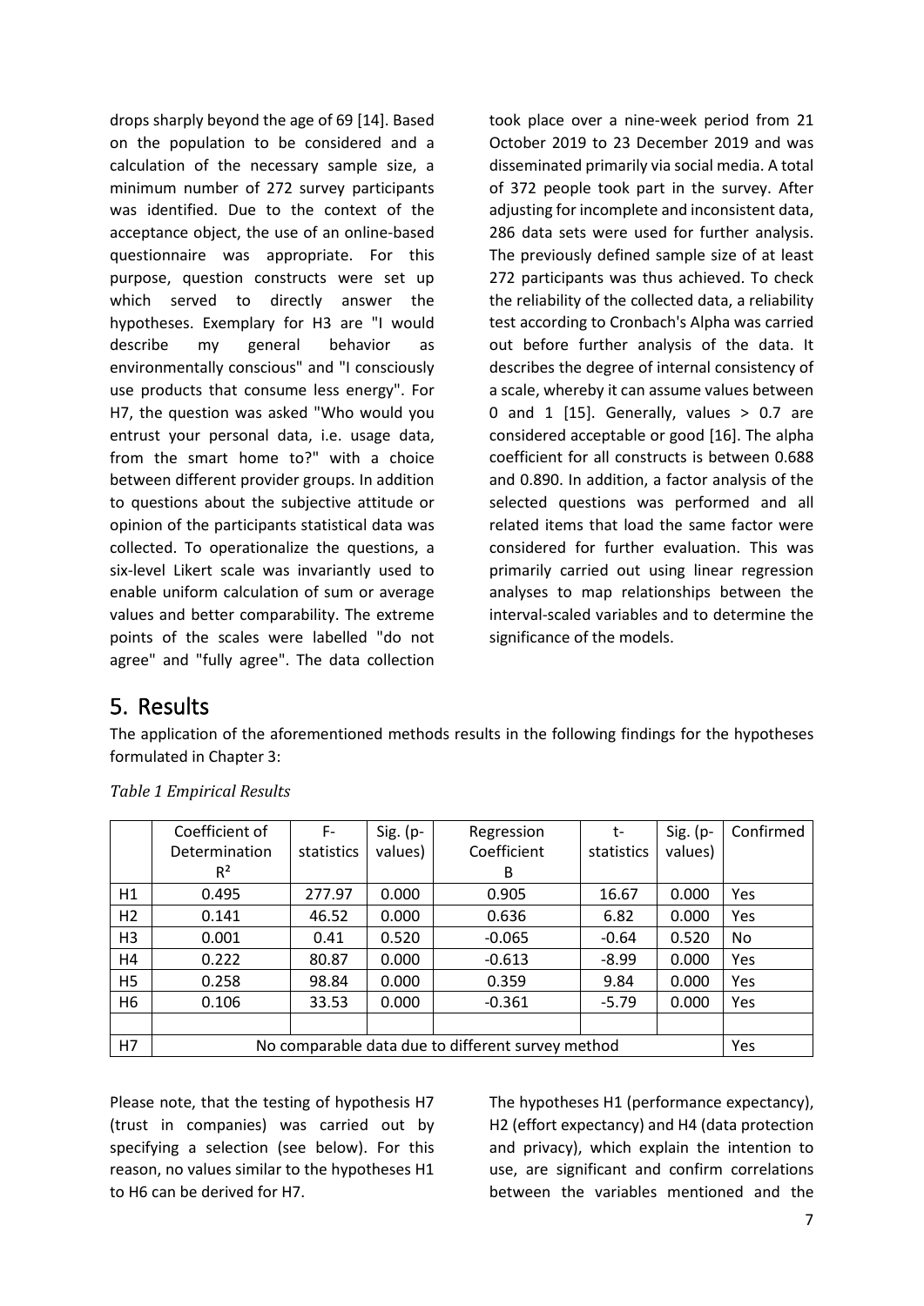drops sharply beyond the age of 69 [14]. Based on the population to be considered and a calculation of the necessary sample size, a minimum number of 272 survey participants was identified. Due to the context of the acceptance object, the use of an online-based questionnaire was appropriate. For this purpose, question constructs were set up which served to directly answer the hypotheses. Exemplary for H3 are "I would describe my general behavior as environmentally conscious" and "I consciously use products that consume less energy". For H7, the question was asked "Who would you entrust your personal data, i.e. usage data, from the smart home to?" with a choice between different provider groups. In addition to questions about the subjective attitude or opinion of the participants statistical data was collected. To operationalize the questions, a six-level Likert scale was invariantly used to enable uniform calculation of sum or average values and better comparability. The extreme points of the scales were labelled "do not agree" and "fully agree". The data collection took place over a nine-week period from 21 October 2019 to 23 December 2019 and was disseminated primarily via social media. A total of 372 people took part in the survey. After adjusting for incomplete and inconsistent data, 286 data sets were used for further analysis. The previously defined sample size of at least 272 participants was thus achieved. To check the reliability of the collected data, a reliability test according to Cronbach's Alpha was carried out before further analysis of the data. It describes the degree of internal consistency of a scale, whereby it can assume values between 0 and 1 [15]. Generally, values > 0.7 are considered acceptable or good [16]. The alpha coefficient for all constructs is between 0.688 and 0.890. In addition, a factor analysis of the selected questions was performed and all related items that load the same factor were considered for further evaluation. This was primarily carried out using linear regression analyses to map relationships between the interval-scaled variables and to determine the significance of the models.

## 5. Results

The application of the aforementioned methods results in the following findings for the hypotheses formulated in Chapter 3:

*Table 1 Empirical Results*

| | Coefficient of Determination $R^2$ | F-statistics | Sig. (p-values) | Regression Coefficient B | t-statistics | Sig. (p-values) | Confirmed |
|---|---|---|---|---|---|---|---|
| H1 | 0.495 | 277.97 | 0.000 | 0.905 | 16.67 | 0.000 | Yes |
| H2 | 0.141 | 46.52 | 0.000 | 0.636 | 6.82 | 0.000 | Yes |
| H3 | 0.001 | 0.41 | 0.520 | -0.065 | -0.64 | 0.520 | No |
| H4 | 0.222 | 80.87 | 0.000 | -0.613 | -8.99 | 0.000 | Yes |
| H5 | 0.258 | 98.84 | 0.000 | 0.359 | 9.84 | 0.000 | Yes |
| H6 | 0.106 | 33.53 | 0.000 | -0.361 | -5.79 | 0.000 | Yes |
| | | | | | | | |
| H7 | No comparable data due to different survey method | | | | | | Yes |

Please note, that the testing of hypothesis H7 (trust in companies) was carried out by specifying a selection (see below). For this reason, no values similar to the hypotheses H1 to H6 can be derived for H7.

The hypotheses H1 (performance expectancy), H2 (effort expectancy) and H4 (data protection and privacy), which explain the intention to use, are significant and confirm correlations between the variables mentioned and the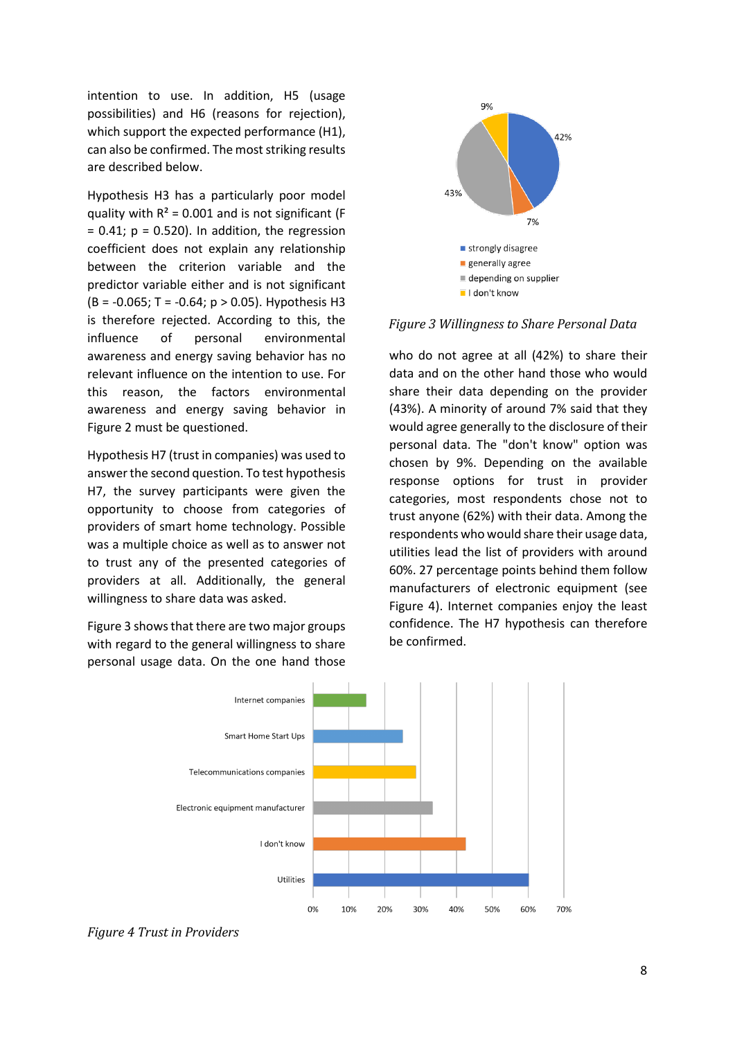intention to use. In addition, H5 (usage possibilities) and H6 (reasons for rejection), which support the expected performance (H1), can also be confirmed. The most striking results are described below.

Hypothesis H3 has a particularly poor model quality with $R^2 = 0.001$ and is not significant ($F = 0.41$; $p = 0.520$). In addition, the regression coefficient does not explain any relationship between the criterion variable and the predictor variable either and is not significant ($B = -0.065$; $T = -0.64$; $p > 0.05$). Hypothesis H3 is therefore rejected. According to this, the influence of personal environmental awareness and energy saving behavior has no relevant influence on the intention to use. For this reason, the factors environmental awareness and energy saving behavior in Figure 2 must be questioned.

Hypothesis H7 (trust in companies) was used to answer the second question. To test hypothesis H7, the survey participants were given the opportunity to choose from categories of providers of smart home technology. Possible was a multiple choice as well as to answer not to trust any of the presented categories of providers at all. Additionally, the general willingness to share data was asked.

Figure 3 shows that there are two major groups with regard to the general willingness to share personal usage data. On the one hand those who do not agree at all (42%) to share their data and on the other hand those who would share their data depending on the provider (43%). A minority of around 7% said that they would agree generally to the disclosure of their personal data. The "don't know" option was chosen by 9%. Depending on the available response options for trust in provider categories, most respondents chose not to trust anyone (62%) with their data. Among the respondents who would share their usage data, utilities lead the list of providers with around 60%. 27 percentage points behind them follow manufacturers of electronic equipment (see Figure 4). Internet companies enjoy the least confidence. The H7 hypothesis can therefore be confirmed.

*Figure 3 Willingness to Share Personal Data*

*Figure 4 Trust in Providers*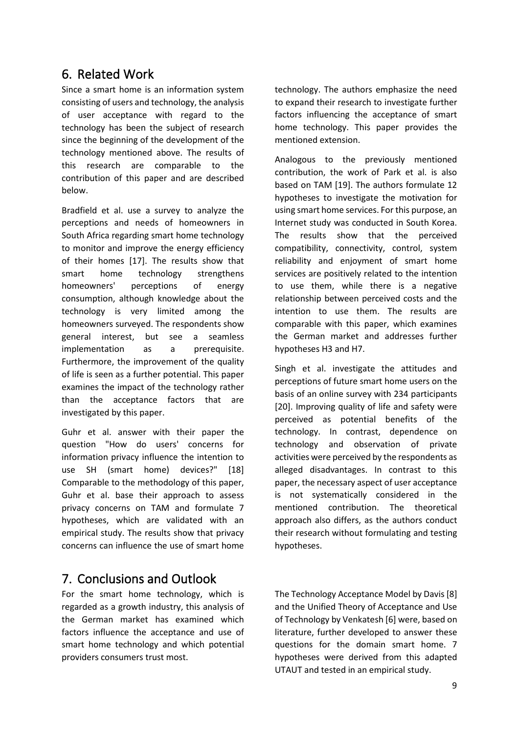## 6. Related Work

Since a smart home is an information system consisting of users and technology, the analysis of user acceptance with regard to the technology has been the subject of research since the beginning of the development of the technology mentioned above. The results of this research are comparable to the contribution of this paper and are described below.

Bradfield et al. use a survey to analyze the perceptions and needs of homeowners in South Africa regarding smart home technology to monitor and improve the energy efficiency of their homes [17]. The results show that smart home technology strengthens homeowners' perceptions of energy consumption, although knowledge about the technology is very limited among the homeowners surveyed. The respondents show general interest, but see a seamless implementation as a prerequisite. Furthermore, the improvement of the quality of life is seen as a further potential. This paper examines the impact of the technology rather than the acceptance factors that are investigated by this paper.

Guhr et al. answer with their paper the question "How do users' concerns for information privacy influence the intention to use SH (smart home) devices?" [18] Comparable to the methodology of this paper, Guhr et al. base their approach to assess privacy concerns on TAM and formulate 7 hypotheses, which are validated with an empirical study. The results show that privacy concerns can influence the use of smart home technology. The authors emphasize the need to expand their research to investigate further factors influencing the acceptance of smart home technology. This paper provides the mentioned extension.

Analogous to the previously mentioned contribution, the work of Park et al. is also based on TAM [19]. The authors formulate 12 hypotheses to investigate the motivation for using smart home services. For this purpose, an Internet study was conducted in South Korea. The results show that the perceived compatibility, connectivity, control, system reliability and enjoyment of smart home services are positively related to the intention to use them, while there is a negative relationship between perceived costs and the intention to use them. The results are comparable with this paper, which examines the German market and addresses further hypotheses H3 and H7.

Singh et al. investigate the attitudes and perceptions of future smart home users on the basis of an online survey with 234 participants [20]. Improving quality of life and safety were perceived as potential benefits of the technology. In contrast, dependence on technology and observation of private activities were perceived by the respondents as alleged disadvantages. In contrast to this paper, the necessary aspect of user acceptance is not systematically considered in the mentioned contribution. The theoretical approach also differs, as the authors conduct their research without formulating and testing hypotheses.

## 7. Conclusions and Outlook

For the smart home technology, which is regarded as a growth industry, this analysis of the German market has examined which factors influence the acceptance and use of smart home technology and which potential providers consumers trust most.

The Technology Acceptance Model by Davis [8] and the Unified Theory of Acceptance and Use of Technology by Venkatesh [6] were, based on literature, further developed to answer these questions for the domain smart home. 7 hypotheses were derived from this adapted UTAUT and tested in an empirical study.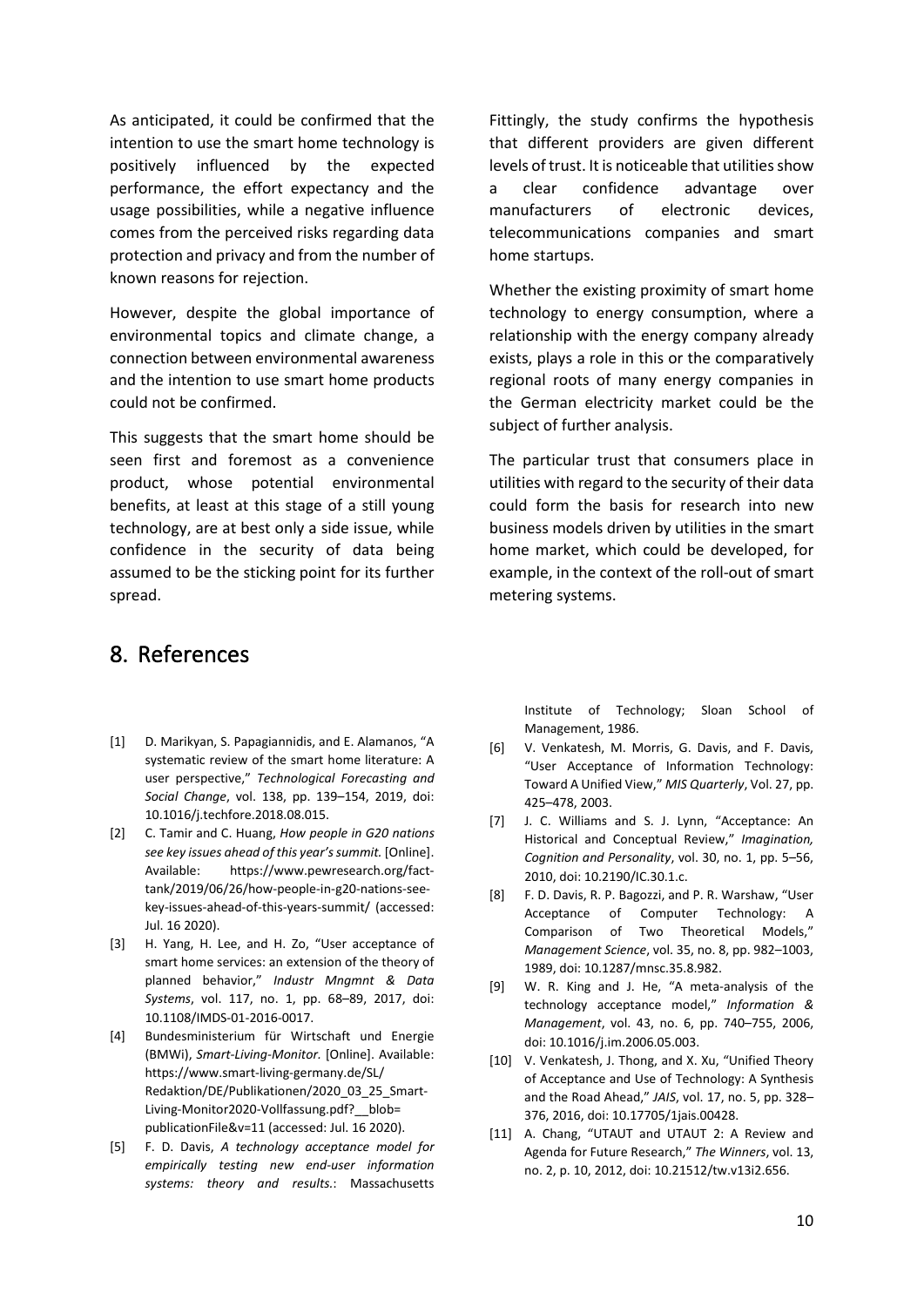As anticipated, it could be confirmed that the intention to use the smart home technology is positively influenced by the expected performance, the effort expectancy and the usage possibilities, while a negative influence comes from the perceived risks regarding data protection and privacy and from the number of known reasons for rejection.

However, despite the global importance of environmental topics and climate change, a connection between environmental awareness and the intention to use smart home products could not be confirmed.

This suggests that the smart home should be seen first and foremost as a convenience product, whose potential environmental benefits, at least at this stage of a still young technology, are at best only a side issue, while confidence in the security of data being assumed to be the sticking point for its further spread.

Fittingly, the study confirms the hypothesis that different providers are given different levels of trust. It is noticeable that utilities show a clear confidence advantage over manufacturers of electronic devices, telecommunications companies and smart home startups.

Whether the existing proximity of smart home technology to energy consumption, where a relationship with the energy company already exists, plays a role in this or the comparatively regional roots of many energy companies in the German electricity market could be the subject of further analysis.

The particular trust that consumers place in utilities with regard to the security of their data could form the basis for research into new business models driven by utilities in the smart home market, which could be developed, for example, in the context of the roll-out of smart metering systems.

# 8. References

[1] D. Marikyan, S. Papagiannidis, and E. Alamanos, "A systematic review of the smart home literature: A user perspective," *Technological Forecasting and Social Change*, vol. 138, pp. 139–154, 2019, doi: 10.1016/j.techfore.2018.08.015.

[2] C. Tamir and C. Huang, *How people in G20 nations see key issues ahead of this year's summit.* [Online]. Available: https://www.pewresearch.org/fact-tank/2019/06/26/how-people-in-g20-nations-see-key-issues-ahead-of-this-years-summit/ (accessed: Jul. 16 2020).

[3] H. Yang, H. Lee, and H. Zo, "User acceptance of smart home services: an extension of the theory of planned behavior," *Industr Mngmnt & Data Systems*, vol. 117, no. 1, pp. 68–89, 2017, doi: 10.1108/IMDS-01-2016-0017.

[4] Bundesministerium für Wirtschaft und Energie (BMWi), *Smart-Living-Monitor.* [Online]. Available: https://www.smart-living-germany.de/SL/Redaktion/DE/Publikationen/2020_03_25_Smart-Living-Monitor2020-Vollfassung.pdf?__blob=publicationFile&v=11 (accessed: Jul. 16 2020).

[5] F. D. Davis, *A technology acceptance model for empirically testing new end-user information systems: theory and results.*: Massachusetts Institute of Technology; Sloan School of Management, 1986.

[6] V. Venkatesh, M. Morris, G. Davis, and F. Davis, "User Acceptance of Information Technology: Toward A Unified View," *MIS Quarterly*, Vol. 27, pp. 425–478, 2003.

[7] J. C. Williams and S. J. Lynn, "Acceptance: An Historical and Conceptual Review," *Imagination, Cognition and Personality*, vol. 30, no. 1, pp. 5–56, 2010, doi: 10.2190/IC.30.1.c.

[8] F. D. Davis, R. P. Bagozzi, and P. R. Warshaw, "User Acceptance of Computer Technology: A Comparison of Two Theoretical Models," *Management Science*, vol. 35, no. 8, pp. 982–1003, 1989, doi: 10.1287/mnsc.35.8.982.

[9] W. R. King and J. He, "A meta-analysis of the technology acceptance model," *Information & Management*, vol. 43, no. 6, pp. 740–755, 2006, doi: 10.1016/j.im.2006.05.003.

[10] V. Venkatesh, J. Thong, and X. Xu, "Unified Theory of Acceptance and Use of Technology: A Synthesis and the Road Ahead," *JAIS*, vol. 17, no. 5, pp. 328–376, 2016, doi: 10.17705/1jais.00428.

[11] A. Chang, "UTAUT and UTAUT 2: A Review and Agenda for Future Research," *The Winners*, vol. 13, no. 2, p. 10, 2012, doi: 10.21512/tw.v13i2.656.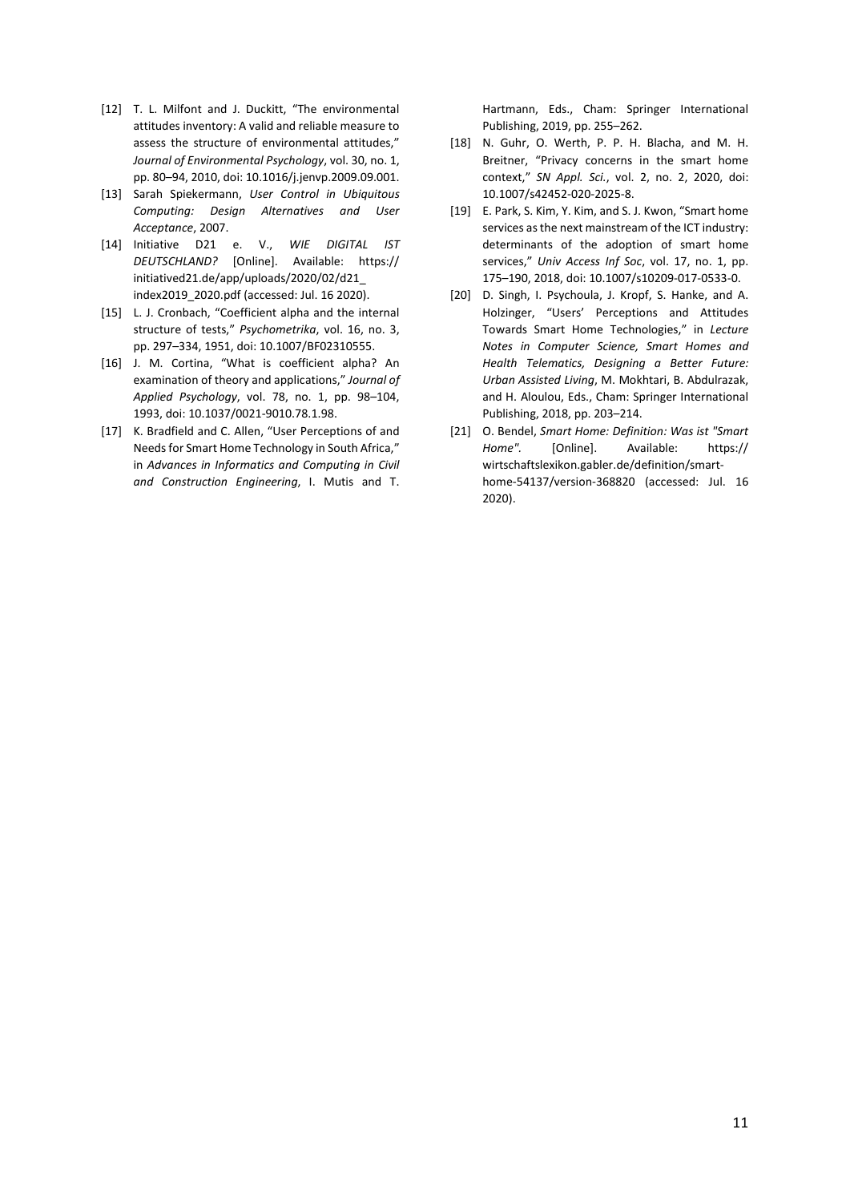[12] T. L. Milfont and J. Duckitt, "The environmental attitudes inventory: A valid and reliable measure to assess the structure of environmental attitudes," *Journal of Environmental Psychology*, vol. 30, no. 1, pp. 80–94, 2010, doi: 10.1016/j.jenvp.2009.09.001.

[13] Sarah Spiekermann, *User Control in Ubiquitous Computing: Design Alternatives and User Acceptance*, 2007.

[14] Initiative D21 e. V., *WIE DIGITAL IST DEUTSCHLAND?* [Online]. Available: https://initiatived21.de/app/uploads/2020/02/d21_index2019_2020.pdf (accessed: Jul. 16 2020).

[15] L. J. Cronbach, "Coefficient alpha and the internal structure of tests," *Psychometrika*, vol. 16, no. 3, pp. 297–334, 1951, doi: 10.1007/BF02310555.

[16] J. M. Cortina, "What is coefficient alpha? An examination of theory and applications," *Journal of Applied Psychology*, vol. 78, no. 1, pp. 98–104, 1993, doi: 10.1037/0021-9010.78.1.98.

[17] K. Bradfield and C. Allen, "User Perceptions of and Needs for Smart Home Technology in South Africa," in *Advances in Informatics and Computing in Civil and Construction Engineering*, I. Mutis and T. Hartmann, Eds., Cham: Springer International Publishing, 2019, pp. 255–262.

[18] N. Guhr, O. Werth, P. P. H. Blacha, and M. H. Breitner, "Privacy concerns in the smart home context," *SN Appl. Sci.*, vol. 2, no. 2, 2020, doi: 10.1007/s42452-020-2025-8.

[19] E. Park, S. Kim, Y. Kim, and S. J. Kwon, "Smart home services as the next mainstream of the ICT industry: determinants of the adoption of smart home services," *Univ Access Inf Soc*, vol. 17, no. 1, pp. 175–190, 2018, doi: 10.1007/s10209-017-0533-0.

[20] D. Singh, I. Psychoula, J. Kropf, S. Hanke, and A. Holzinger, "Users' Perceptions and Attitudes Towards Smart Home Technologies," in *Lecture Notes in Computer Science, Smart Homes and Health Telematics, Designing a Better Future: Urban Assisted Living*, M. Mokhtari, B. Abdulrazak, and H. Aloulou, Eds., Cham: Springer International Publishing, 2018, pp. 203–214.

[21] O. Bendel, *Smart Home: Definition: Was ist "Smart Home"*. [Online]. Available: https://wirtschaftslexikon.gabler.de/definition/smart-home-54137/version-368820 (accessed: Jul. 16 2020).